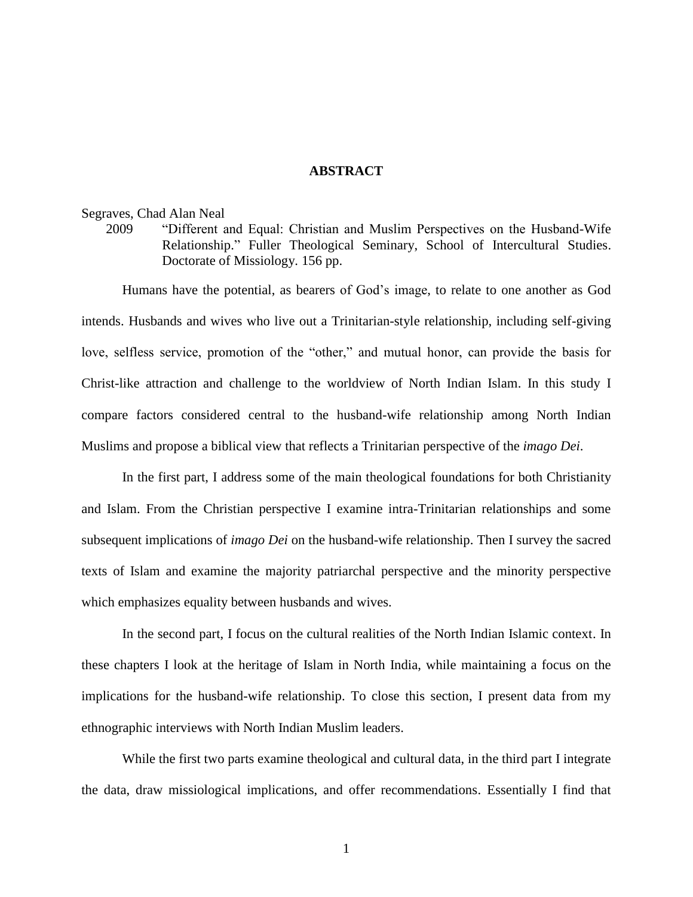# ABSTRACT

Segraves, Chad Alan Neal

2009 "Different and Equal: Christian and Muslim Perspectives on the Husband-Wife Relationship." Fuller Theological Seminary, School of Intercultural Studies. Doctorate of Missiology. 156 pp.

Humans have the potential, as bearers of God's image, to relate to one another as God intends. Husbands and wives who live out a Trinitarian-style relationship, including self-giving love, selfless service, promotion of the "other," and mutual honor, can provide the basis for Christ-like attraction and challenge to the worldview of North Indian Islam. In this study I compare factors considered central to the husband-wife relationship among North Indian Muslims and propose a biblical view that reflects a Trinitarian perspective of the *imago Dei*.

In the first part, I address some of the main theological foundations for both Christianity and Islam. From the Christian perspective I examine intra-Trinitarian relationships and some subsequent implications of *imago Dei* on the husband-wife relationship. Then I survey the sacred texts of Islam and examine the majority patriarchal perspective and the minority perspective which emphasizes equality between husbands and wives.

In the second part, I focus on the cultural realities of the North Indian Islamic context. In these chapters I look at the heritage of Islam in North India, while maintaining a focus on the implications for the husband-wife relationship. To close this section, I present data from my ethnographic interviews with North Indian Muslim leaders.

While the first two parts examine theological and cultural data, in the third part I integrate the data, draw missiological implications, and offer recommendations. Essentially I find that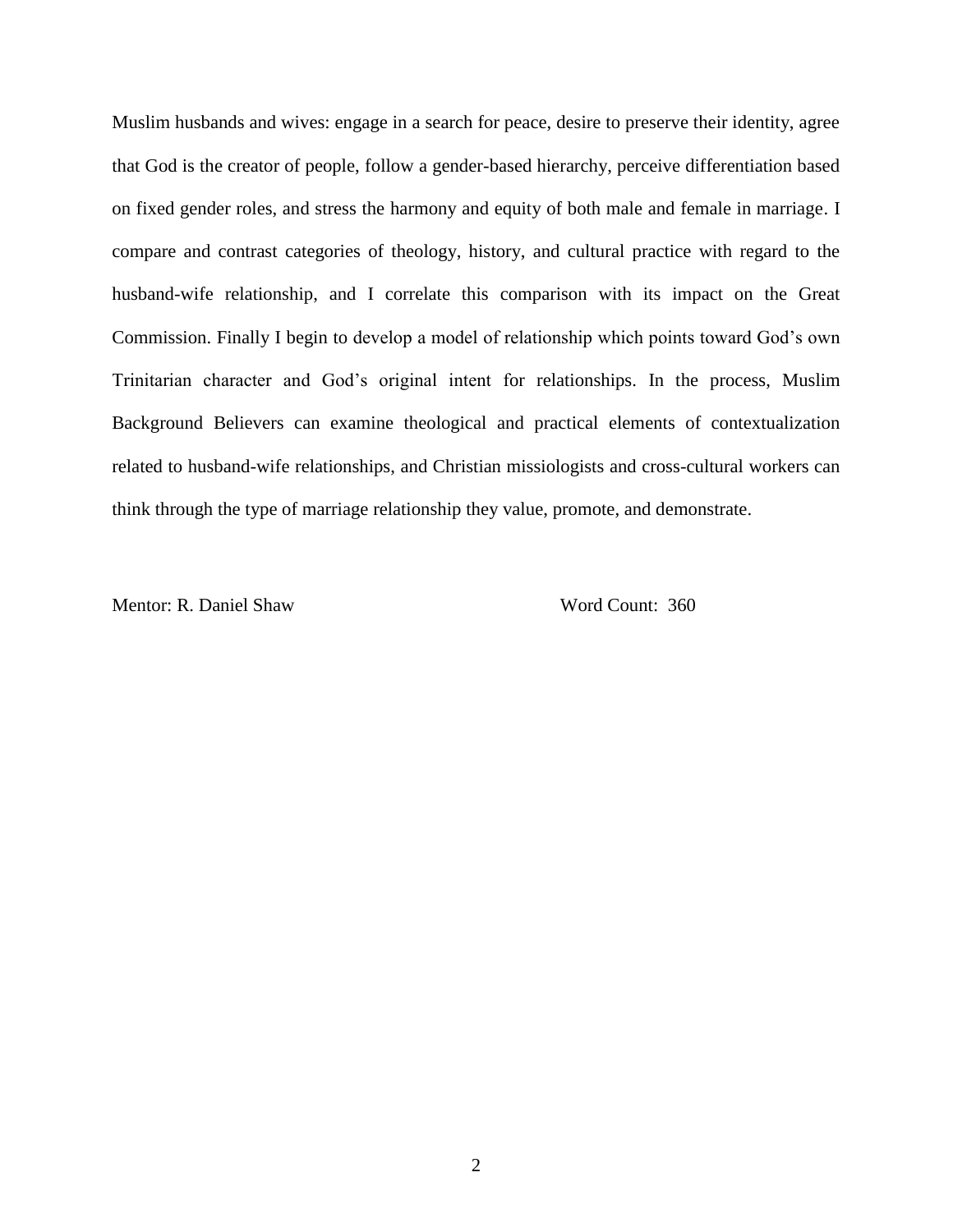Muslim husbands and wives: engage in a search for peace, desire to preserve their identity, agree that God is the creator of people, follow a gender-based hierarchy, perceive differentiation based on fixed gender roles, and stress the harmony and equity of both male and female in marriage. I compare and contrast categories of theology, history, and cultural practice with regard to the husband-wife relationship, and I correlate this comparison with its impact on the Great Commission. Finally I begin to develop a model of relationship which points toward God's own Trinitarian character and God's original intent for relationships. In the process, Muslim Background Believers can examine theological and practical elements of contextualization related to husband-wife relationships, and Christian missiologists and cross-cultural workers can think through the type of marriage relationship they value, promote, and demonstrate.

Mentor: R. Daniel Shaw                                    Word Count: 360